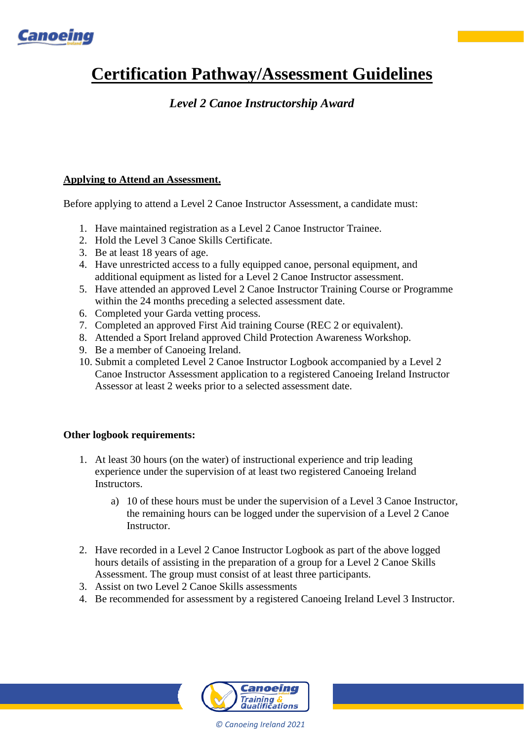# Certification Pathway/Assessment Guidelines

*Level 2 Canoe Instructorship Award*

## Applying to Attend an Assessment.

Before applying to attend a Level 2 Canoe Instructor Assessment, a candidate must:

1. Have maintained registration as a Level 2 Canoe Instructor Trainee.
2. Hold the Level 3 Canoe Skills Certificate.
3. Be at least 18 years of age.
4. Have unrestricted access to a fully equipped canoe, personal equipment, and additional equipment as listed for a Level 2 Canoe Instructor assessment.
5. Have attended an approved Level 2 Canoe Instructor Training Course or Programme within the 24 months preceding a selected assessment date.
6. Completed your Garda vetting process.
7. Completed an approved First Aid training Course (REC 2 or equivalent).
8. Attended a Sport Ireland approved Child Protection Awareness Workshop.
9. Be a member of Canoeing Ireland.
10. Submit a completed Level 2 Canoe Instructor Logbook accompanied by a Level 2 Canoe Instructor Assessment application to a registered Canoeing Ireland Instructor Assessor at least 2 weeks prior to a selected assessment date.

**Other logbook requirements:**

1. At least 30 hours (on the water) of instructional experience and trip leading experience under the supervision of at least two registered Canoeing Ireland Instructors.
    a) 10 of these hours must be under the supervision of a Level 3 Canoe Instructor, the remaining hours can be logged under the supervision of a Level 2 Canoe Instructor.
2. Have recorded in a Level 2 Canoe Instructor Logbook as part of the above logged hours details of assisting in the preparation of a group for a Level 2 Canoe Skills Assessment. The group must consist of at least three participants.
3. Assist on two Level 2 Canoe Skills assessments
4. Be recommended for assessment by a registered Canoeing Ireland Level 3 Instructor.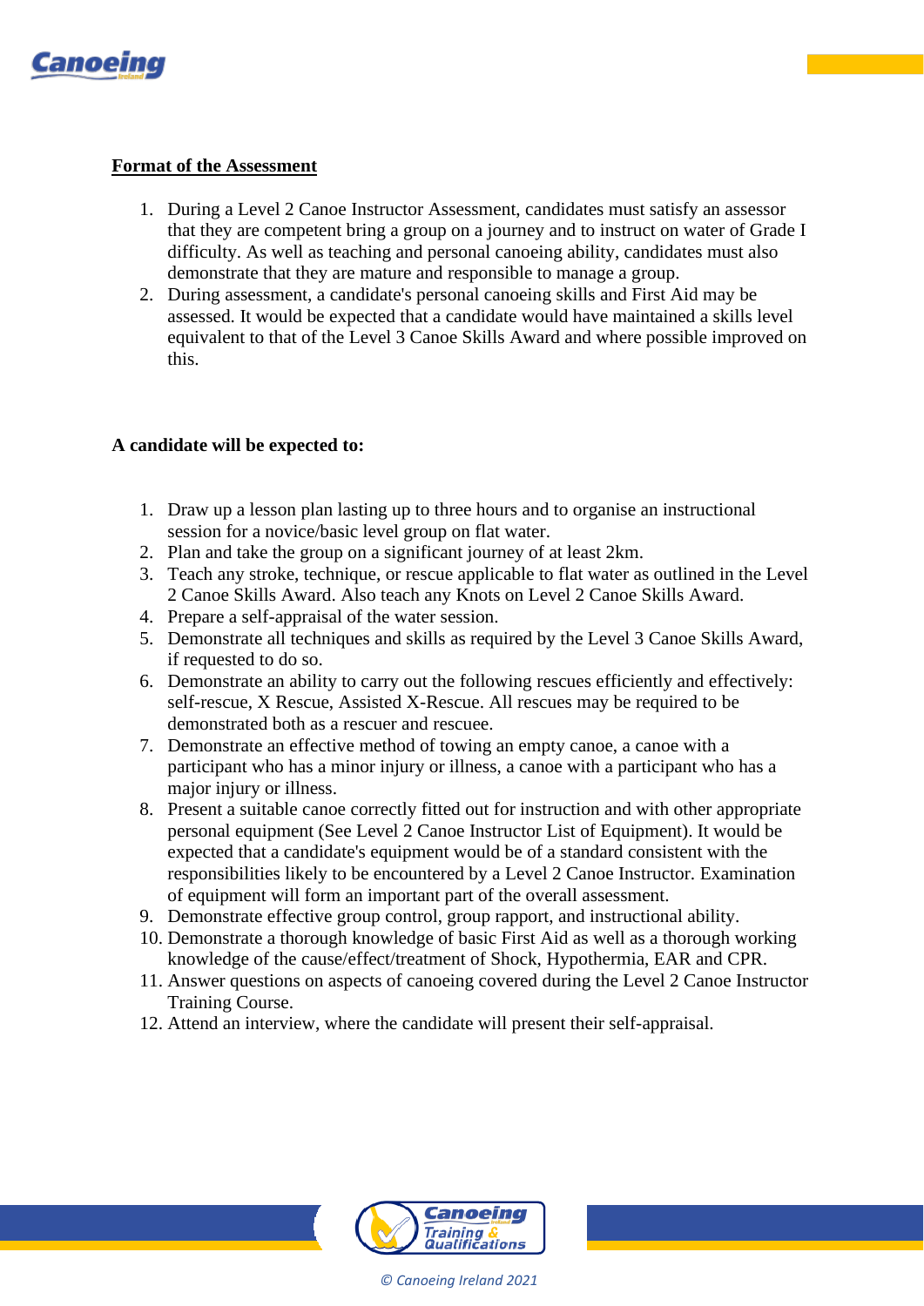## Format of the Assessment

1. During a Level 2 Canoe Instructor Assessment, candidates must satisfy an assessor that they are competent bring a group on a journey and to instruct on water of Grade I difficulty. As well as teaching and personal canoeing ability, candidates must also demonstrate that they are mature and responsible to manage a group.
2. During assessment, a candidate's personal canoeing skills and First Aid may be assessed. It would be expected that a candidate would have maintained a skills level equivalent to that of the Level 3 Canoe Skills Award and where possible improved on this.

**A candidate will be expected to:**

1. Draw up a lesson plan lasting up to three hours and to organise an instructional session for a novice/basic level group on flat water.
2. Plan and take the group on a significant journey of at least 2km.
3. Teach any stroke, technique, or rescue applicable to flat water as outlined in the Level 2 Canoe Skills Award. Also teach any Knots on Level 2 Canoe Skills Award.
4. Prepare a self-appraisal of the water session.
5. Demonstrate all techniques and skills as required by the Level 3 Canoe Skills Award, if requested to do so.
6. Demonstrate an ability to carry out the following rescues efficiently and effectively: self-rescue, X Rescue, Assisted X-Rescue. All rescues may be required to be demonstrated both as a rescuer and rescuee.
7. Demonstrate an effective method of towing an empty canoe, a canoe with a participant who has a minor injury or illness, a canoe with a participant who has a major injury or illness.
8. Present a suitable canoe correctly fitted out for instruction and with other appropriate personal equipment (See Level 2 Canoe Instructor List of Equipment). It would be expected that a candidate's equipment would be of a standard consistent with the responsibilities likely to be encountered by a Level 2 Canoe Instructor. Examination of equipment will form an important part of the overall assessment.
9. Demonstrate effective group control, group rapport, and instructional ability.
10. Demonstrate a thorough knowledge of basic First Aid as well as a thorough working knowledge of the cause/effect/treatment of Shock, Hypothermia, EAR and CPR.
11. Answer questions on aspects of canoeing covered during the Level 2 Canoe Instructor Training Course.
12. Attend an interview, where the candidate will present their self-appraisal.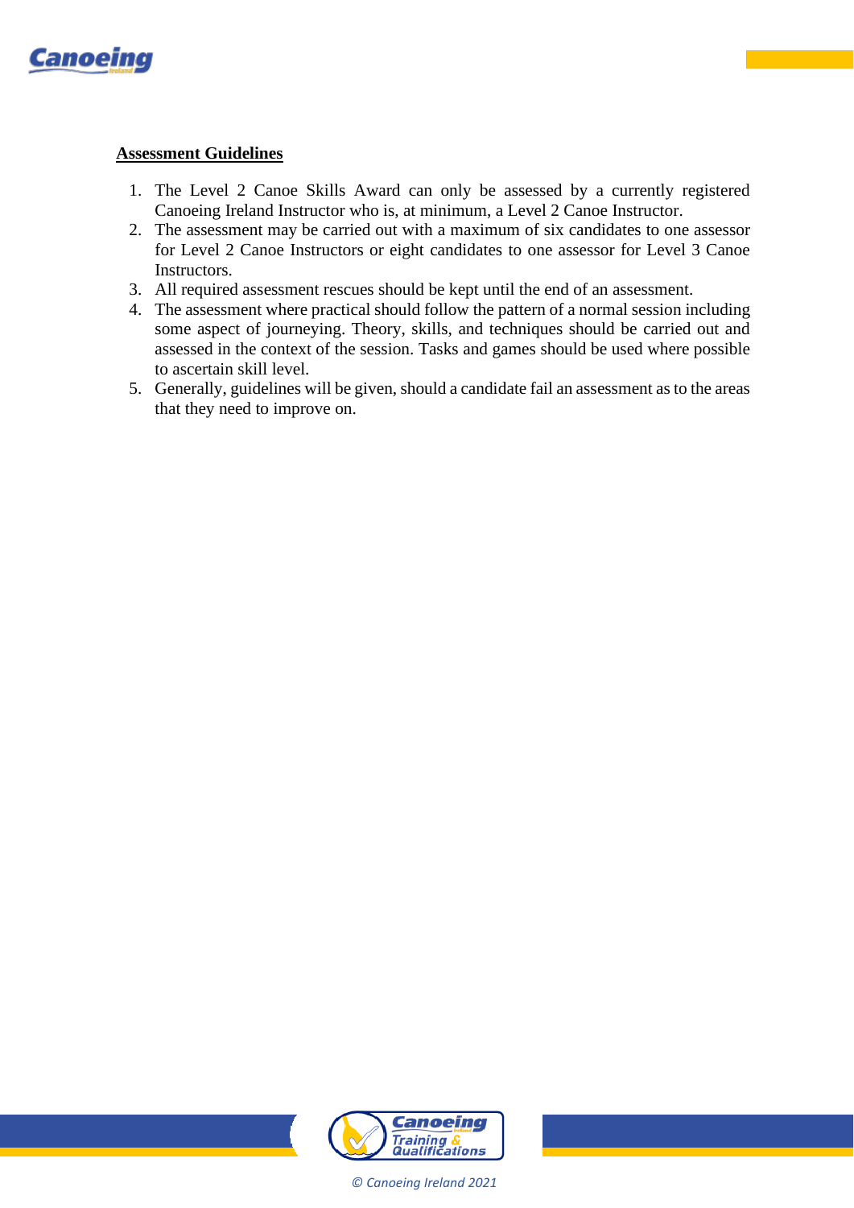**Assessment Guidelines**

1. The Level 2 Canoe Skills Award can only be assessed by a currently registered Canoeing Ireland Instructor who is, at minimum, a Level 2 Canoe Instructor.
2. The assessment may be carried out with a maximum of six candidates to one assessor for Level 2 Canoe Instructors or eight candidates to one assessor for Level 3 Canoe Instructors.
3. All required assessment rescues should be kept until the end of an assessment.
4. The assessment where practical should follow the pattern of a normal session including some aspect of journeying. Theory, skills, and techniques should be carried out and assessed in the context of the session. Tasks and games should be used where possible to ascertain skill level.
5. Generally, guidelines will be given, should a candidate fail an assessment as to the areas that they need to improve on.